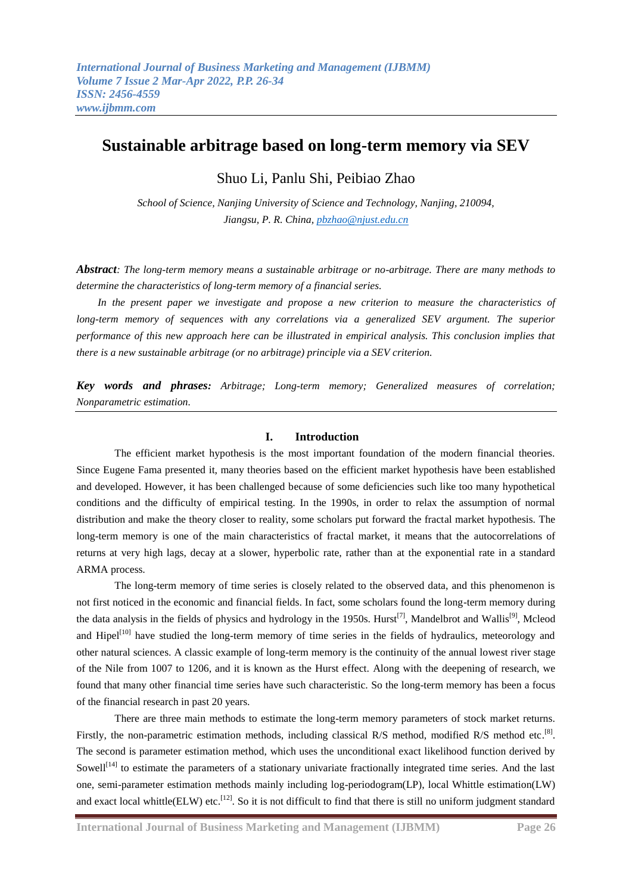# Sustainable arbitrage based on long-term memory via SEV

Shuo Li, Panlu Shi, Peibiao Zhao

*School of Science, Nanjing University of Science and Technology, Nanjing, 210094, Jiangsu, P. R. China, pbzhao@njust.edu.cn*

***Abstract**: The long-term memory means a sustainable arbitrage or no-arbitrage. There are many methods to determine the characteristics of long-term memory of a financial series.*

*In the present paper we investigate and propose a new criterion to measure the characteristics of long-term memory of sequences with any correlations via a generalized SEV argument. The superior performance of this new approach here can be illustrated in empirical analysis. This conclusion implies that there is a new sustainable arbitrage (or no arbitrage) principle via a SEV criterion.*

***Key words and phrases:** Arbitrage; Long-term memory; Generalized measures of correlation; Nonparametric estimation.*

## I. Introduction

The efficient market hypothesis is the most important foundation of the modern financial theories. Since Eugene Fama presented it, many theories based on the efficient market hypothesis have been established and developed. However, it has been challenged because of some deficiencies such like too many hypothetical conditions and the difficulty of empirical testing. In the 1990s, in order to relax the assumption of normal distribution and make the theory closer to reality, some scholars put forward the fractal market hypothesis. The long-term memory is one of the main characteristics of fractal market, it means that the autocorrelations of returns at very high lags, decay at a slower, hyperbolic rate, rather than at the exponential rate in a standard ARMA process.

The long-term memory of time series is closely related to the observed data, and this phenomenon is not first noticed in the economic and financial fields. In fact, some scholars found the long-term memory during the data analysis in the fields of physics and hydrology in the 1950s. Hurst[7], Mandelbrot and Wallis[9], Mcleod and Hipel[10] have studied the long-term memory of time series in the fields of hydraulics, meteorology and other natural sciences. A classic example of long-term memory is the continuity of the annual lowest river stage of the Nile from 1007 to 1206, and it is known as the Hurst effect. Along with the deepening of research, we found that many other financial time series have such characteristic. So the long-term memory has been a focus of the financial research in past 20 years.

There are three main methods to estimate the long-term memory parameters of stock market returns. Firstly, the non-parametric estimation methods, including classical R/S method, modified R/S method etc.[8]. The second is parameter estimation method, which uses the unconditional exact likelihood function derived by Sowell[14] to estimate the parameters of a stationary univariate fractionally integrated time series. And the last one, semi-parameter estimation methods mainly including log-periodogram(LP), local Whittle estimation(LW) and exact local whittle(ELW) etc.[12]. So it is not difficult to find that there is still no uniform judgment standard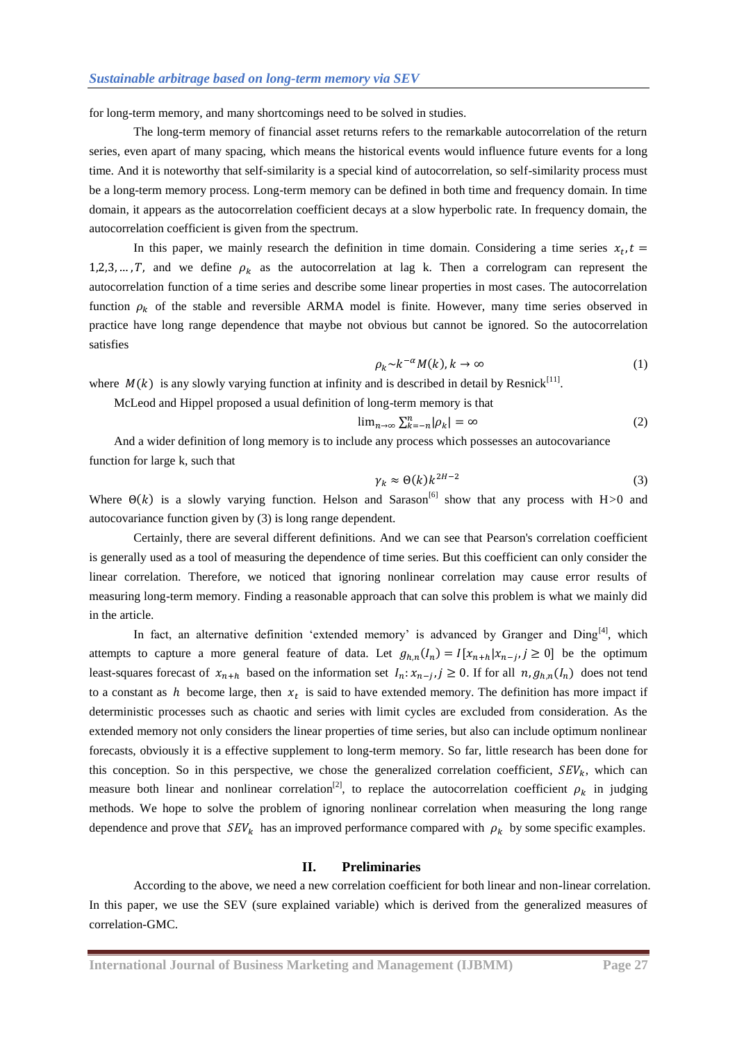for long-term memory, and many shortcomings need to be solved in studies.

The long-term memory of financial asset returns refers to the remarkable autocorrelation of the return series, even apart of many spacing, which means the historical events would influence future events for a long time. And it is noteworthy that self-similarity is a special kind of autocorrelation, so self-similarity process must be a long-term memory process. Long-term memory can be defined in both time and frequency domain. In time domain, it appears as the autocorrelation coefficient decays at a slow hyperbolic rate. In frequency domain, the autocorrelation coefficient is given from the spectrum.

In this paper, we mainly research the definition in time domain. Considering a time series $x_t, t = 1,2,3,\dots,T$, and we define $\rho_k$ as the autocorrelation at lag k. Then a correlogram can represent the autocorrelation function of a time series and describe some linear properties in most cases. The autocorrelation function $\rho_k$ of the stable and reversible ARMA model is finite. However, many time series observed in practice have long range dependence that maybe not obvious but cannot be ignored. So the autocorrelation satisfies

$$\rho_k \sim k^{-\alpha} M(k), k \to \infty \tag{1}$$

where $M(k)$ is any slowly varying function at infinity and is described in detail by Resnick[11].

McLeod and Hippel proposed a usual definition of long-term memory is that

$$\lim_{n\to\infty} \sum_{k=-n}^{n} |\rho_k| = \infty \tag{2}$$

And a wider definition of long memory is to include any process which possesses an autocovariance function for large k, such that

$$\gamma_k \approx \Theta(k) k^{2H-2} \tag{3}$$

Where $\Theta(k)$ is a slowly varying function. Helson and Sarason[6] show that any process with H>0 and autocovariance function given by (3) is long range dependent.

Certainly, there are several different definitions. And we can see that Pearson's correlation coefficient is generally used as a tool of measuring the dependence of time series. But this coefficient can only consider the linear correlation. Therefore, we noticed that ignoring nonlinear correlation may cause error results of measuring long-term memory. Finding a reasonable approach that can solve this problem is what we mainly did in the article.

In fact, an alternative definition 'extended memory' is advanced by Granger and Ding[4], which attempts to capture a more general feature of data. Let $g_{h,n}(I_n) = I[x_{n+h}|x_{n-j}, j \geq 0]$ be the optimum least-squares forecast of $x_{n+h}$ based on the information set $I_n: x_{n-j}, j \geq 0$. If for all $n, g_{h,n}(I_n)$ does not tend to a constant as $h$ become large, then $x_t$ is said to have extended memory. The definition has more impact if deterministic processes such as chaotic and series with limit cycles are excluded from consideration. As the extended memory not only considers the linear properties of time series, but also can include optimum nonlinear forecasts, obviously it is a effective supplement to long-term memory. So far, little research has been done for this conception. So in this perspective, we chose the generalized correlation coefficient, $SEV_k$, which can measure both linear and nonlinear correlation[2], to replace the autocorrelation coefficient $\rho_k$ in judging methods. We hope to solve the problem of ignoring nonlinear correlation when measuring the long range dependence and prove that $SEV_k$ has an improved performance compared with $\rho_k$ by some specific examples.

## II. Preliminaries

According to the above, we need a new correlation coefficient for both linear and non-linear correlation. In this paper, we use the SEV (sure explained variable) which is derived from the generalized measures of correlation-GMC.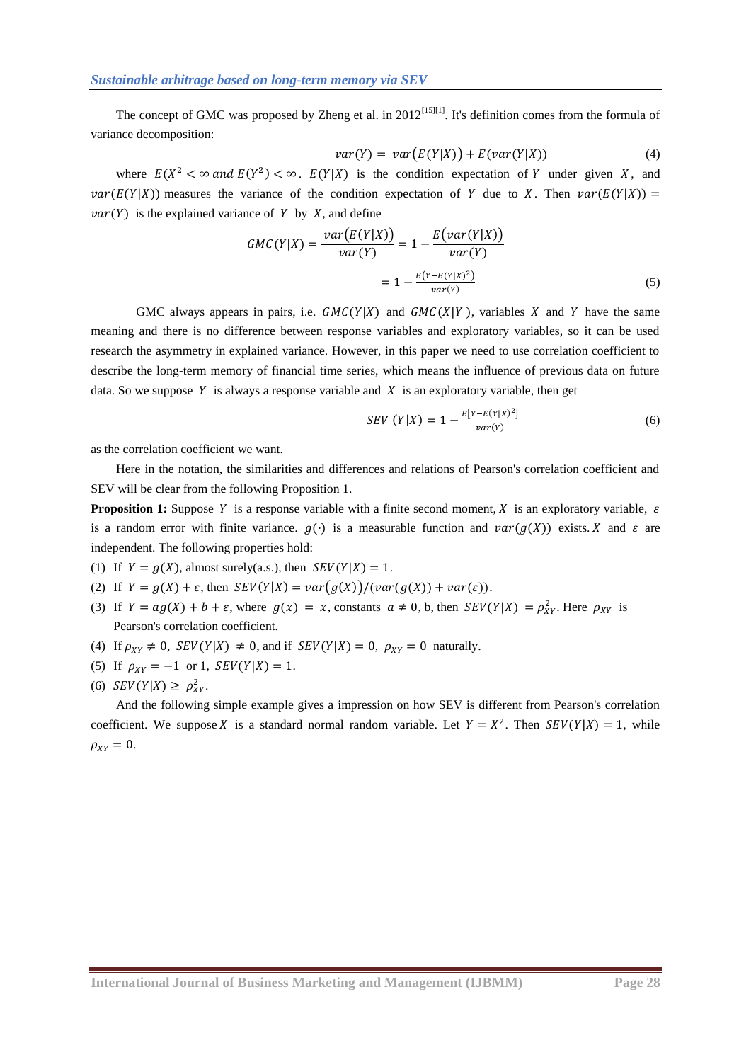The concept of GMC was proposed by Zheng et al. in 2012[15][1]. It's definition comes from the formula of variance decomposition:

$$var(Y) = var\big(E(Y|X)\big) + E(var(Y|X)) \tag{4}$$

where $E(X^2 < \infty \; and \; E(Y^2) < \infty$. $E(Y|X)$ is the condition expectation of $Y$ under given $X$, and $var(E(Y|X))$ measures the variance of the condition expectation of $Y$ due to $X$. Then $var(E(Y|X)) = var(Y)$ is the explained variance of $Y$ by $X$, and define

$$GMC(Y|X) = \frac{var\big(E(Y|X)\big)}{var(Y)} = 1 - \frac{E\big(var(Y|X)\big)}{var(Y)}$$

$$= 1 - \frac{E\big(Y - E(Y|X)^2\big)}{var(Y)} \tag{5}$$

GMC always appears in pairs, i.e. $GMC(Y|X)$ and $GMC(X|Y)$, variables $X$ and $Y$ have the same meaning and there is no difference between response variables and exploratory variables, so it can be used research the asymmetry in explained variance. However, in this paper we need to use correlation coefficient to describe the long-term memory of financial time series, which means the influence of previous data on future data. So we suppose $Y$ is always a response variable and $X$ is an exploratory variable, then get

$$SEV\;(Y|X) = 1 - \frac{E\big[Y - E(Y|X)^2\big]}{var(Y)} \tag{6}$$

as the correlation coefficient we want.

Here in the notation, the similarities and differences and relations of Pearson's correlation coefficient and SEV will be clear from the following Proposition 1.

**Proposition 1:** Suppose $Y$ is a response variable with a finite second moment, $X$ is an exploratory variable, $\varepsilon$ is a random error with finite variance. $g(\cdot)$ is a measurable function and $var(g(X))$ exists. $X$ and $\varepsilon$ are independent. The following properties hold:

(1) If $Y = g(X)$, almost surely(a.s.), then $SEV(Y|X) = 1$.

(2) If $Y = g(X) + \varepsilon$, then $SEV(Y|X) = var\big(g(X)\big)/(var(g(X)) + var(\varepsilon))$.

(3) If $Y = ag(X) + b + \varepsilon$, where $g(x) = x$, constants $a \neq 0$, b, then $SEV(Y|X) = \rho_{XY}^2$. Here $\rho_{XY}$ is Pearson's correlation coefficient.

(4) If $\rho_{XY} \neq 0$, $SEV(Y|X) \neq 0$, and if $SEV(Y|X) = 0$, $\rho_{XY} = 0$ naturally.

(5) If $\rho_{XY} = -1$ or 1, $SEV(Y|X) = 1$.

(6) $SEV(Y|X) \geq \rho_{XY}^2$.

And the following simple example gives a impression on how SEV is different from Pearson's correlation coefficient. We suppose $X$ is a standard normal random variable. Let $Y = X^2$. Then $SEV(Y|X) = 1$, while $\rho_{XY} = 0$.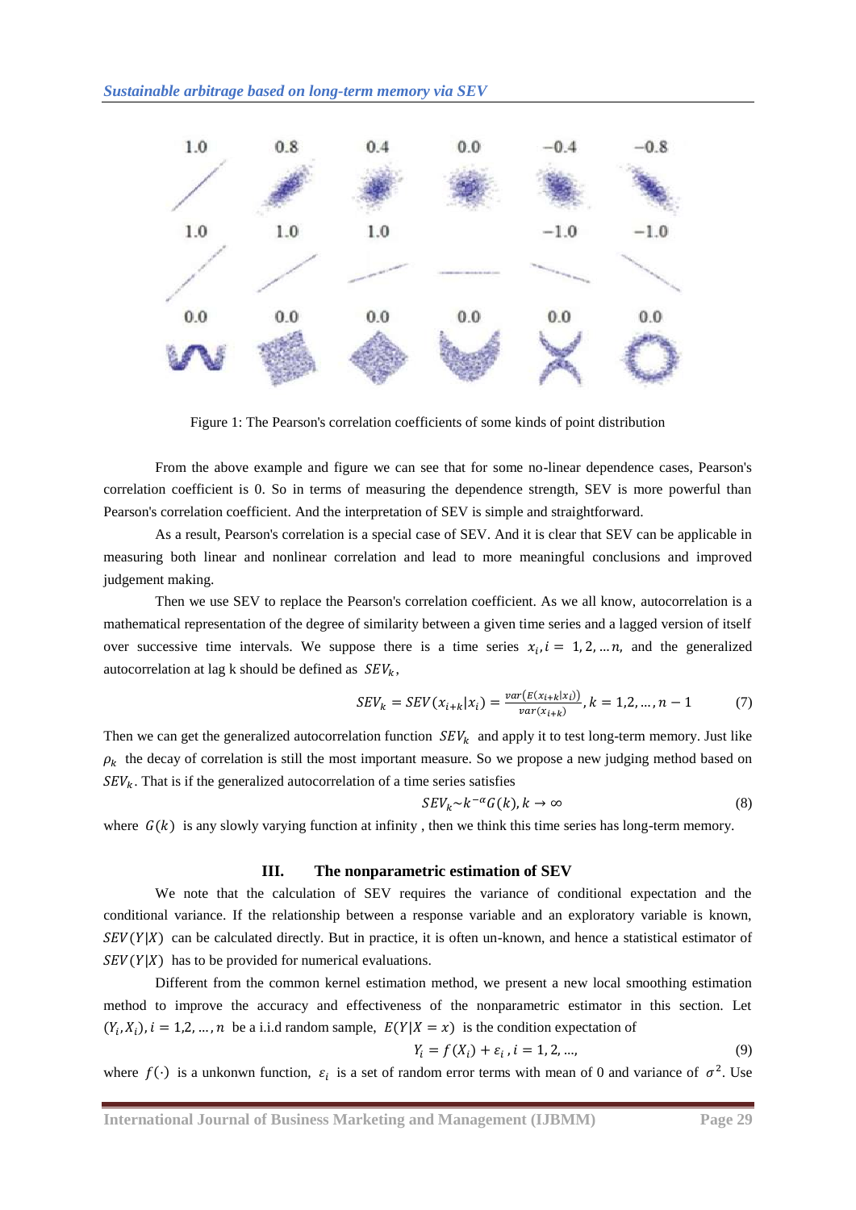Figure 1: The Pearson's correlation coefficients of some kinds of point distribution

From the above example and figure we can see that for some no-linear dependence cases, Pearson's correlation coefficient is 0. So in terms of measuring the dependence strength, SEV is more powerful than Pearson's correlation coefficient. And the interpretation of SEV is simple and straightforward.

As a result, Pearson's correlation is a special case of SEV. And it is clear that SEV can be applicable in measuring both linear and nonlinear correlation and lead to more meaningful conclusions and improved judgement making.

Then we use SEV to replace the Pearson's correlation coefficient. As we all know, autocorrelation is a mathematical representation of the degree of similarity between a given time series and a lagged version of itself over successive time intervals. We suppose there is a time series $x_i, i = 1, 2, \dots n,$ and the generalized autocorrelation at lag k should be defined as $SEV_k$,

$$SEV_k = SEV(x_{i+k}|x_i) = \frac{var(E(x_{i+k}|x_i))}{var(x_{i+k})}, k = 1,2,\dots,n-1 \tag{7}$$

Then we can get the generalized autocorrelation function $SEV_k$ and apply it to test long-term memory. Just like $\rho_k$ the decay of correlation is still the most important measure. So we propose a new judging method based on $SEV_k$. That is if the generalized autocorrelation of a time series satisfies

$$SEV_k \sim k^{-\alpha}G(k), k \to \infty \tag{8}$$

where $G(k)$ is any slowly varying function at infinity , then we think this time series has long-term memory.

## III. The nonparametric estimation of SEV

We note that the calculation of SEV requires the variance of conditional expectation and the conditional variance. If the relationship between a response variable and an exploratory variable is known, $SEV(Y|X)$ can be calculated directly. But in practice, it is often un-known, and hence a statistical estimator of $SEV(Y|X)$ has to be provided for numerical evaluations.

Different from the common kernel estimation method, we present a new local smoothing estimation method to improve the accuracy and effectiveness of the nonparametric estimator in this section. Let $(Y_i, X_i), i = 1,2,\dots,n$ be a i.i.d random sample, $E(Y|X = x)$ is the condition expectation of

$$Y_i = f(X_i) + \varepsilon_i, i = 1, 2, \dots, \tag{9}$$

where $f(\cdot)$ is a unkonwn function, $\varepsilon_i$ is a set of random error terms with mean of 0 and variance of $\sigma^2$. Use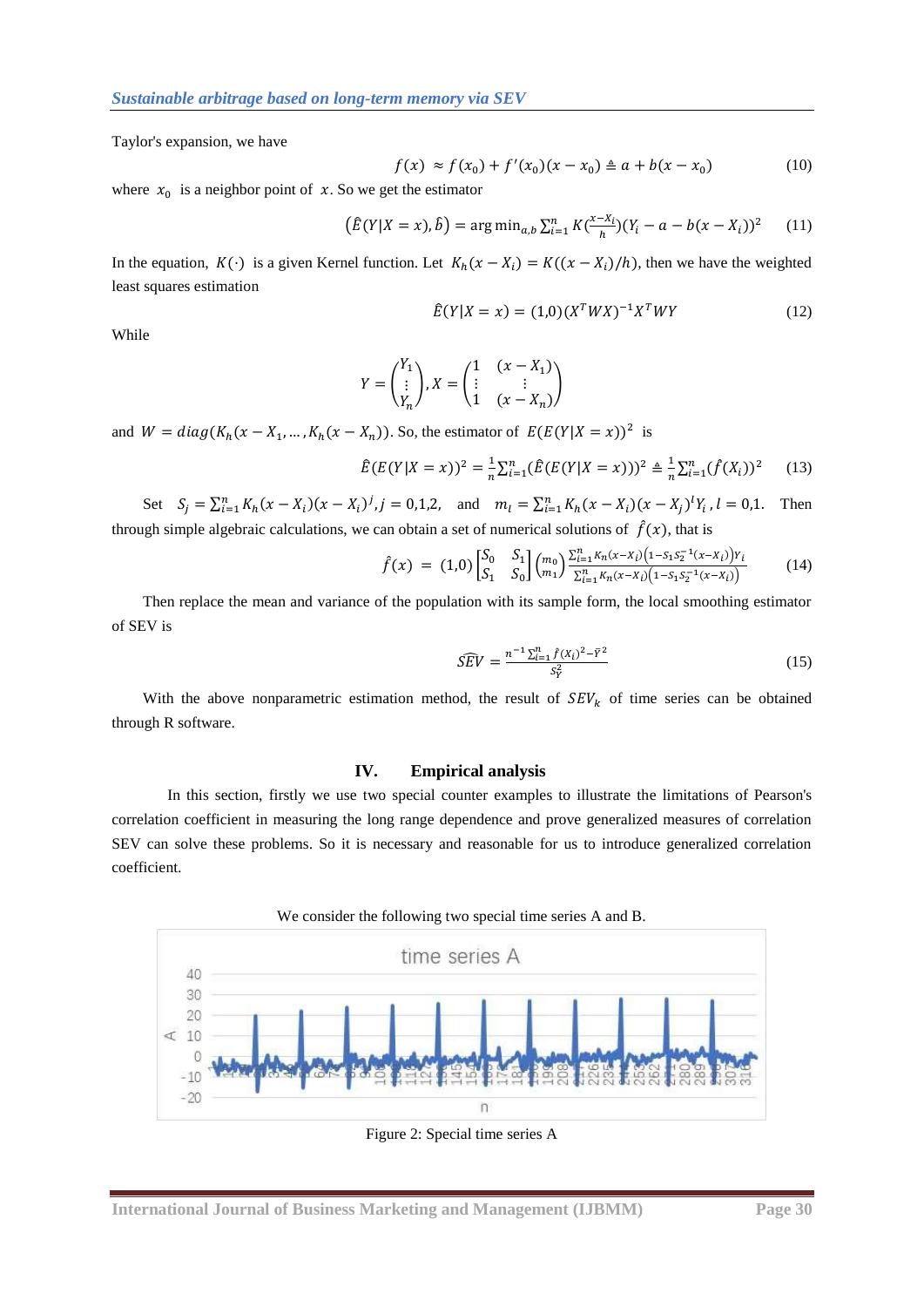Taylor's expansion, we have

$$f(x) \approx f(x_0) + f'(x_0)(x - x_0) \triangleq a + b(x - x_0) \tag{10}$$

where $x_0$ is a neighbor point of $x$. So we get the estimator

$$\left(\hat{E}(Y|X=x), \hat{b}\right) = \arg\min_{a,b} \sum_{i=1}^{n} K\left(\frac{x - X_i}{h}\right)(Y_i - a - b(x - X_i))^2 \tag{11}$$

In the equation, $K(\cdot)$ is a given Kernel function. Let $K_h(x - X_i) = K((x - X_i)/h)$, then we have the weighted least squares estimation

$$\hat{E}(Y|X=x) = (1,0)(X^T W X)^{-1} X^T W Y \tag{12}$$

While

$$Y = \begin{pmatrix} Y_1 \\ \vdots \\ Y_n \end{pmatrix}, X = \begin{pmatrix} 1 & (x - X_1) \\ \vdots & \vdots \\ 1 & (x - X_n) \end{pmatrix}$$

and $W = diag(K_h(x - X_1, \dots, K_h(x - X_n))$. So, the estimator of $E(E(Y|X=x))^2$ is

$$\hat{E}(E(Y|X=x))^2 = \frac{1}{n}\sum_{i=1}^{n}(\hat{E}(E(Y|X=x)))^2 \triangleq \frac{1}{n}\sum_{i=1}^{n}(\hat{f}(X_i))^2 \tag{13}$$

Set $S_j = \sum_{i=1}^{n} K_h(x - X_i)(x - X_i)^j, j = 0,1,2,$ and $m_l = \sum_{i=1}^{n} K_h(x - X_i)(x - X_j)^l Y_i, l = 0,1.$ Then through simple algebraic calculations, we can obtain a set of numerical solutions of $\hat{f}(x)$, that is

$$\hat{f}(x) = (1,0)\begin{bmatrix} S_0 & S_1 \\ S_1 & S_0 \end{bmatrix}\begin{pmatrix} m_0 \\ m_1 \end{pmatrix} \frac{\sum_{i=1}^{n} K_h(x - X_i)\left(1 - S_1 S_2^{-1}(x - X_i)\right)Y_i}{\sum_{i=1}^{n} K_h(x - X_i)\left(1 - S_1 S_2^{-1}(x - X_i)\right)} \tag{14}$$

Then replace the mean and variance of the population with its sample form, the local smoothing estimator of SEV is

$$\widehat{SEV} = \frac{n^{-1}\sum_{i=1}^{n} \hat{f}(X_i)^2 - \bar{Y}^2}{S_Y^2} \tag{15}$$

With the above nonparametric estimation method, the result of $SEV_k$ of time series can be obtained through R software.

## IV. Empirical analysis

In this section, firstly we use two special counter examples to illustrate the limitations of Pearson's correlation coefficient in measuring the long range dependence and prove generalized measures of correlation SEV can solve these problems. So it is necessary and reasonable for us to introduce generalized correlation coefficient.

We consider the following two special time series A and B.

Figure 2: Special time series A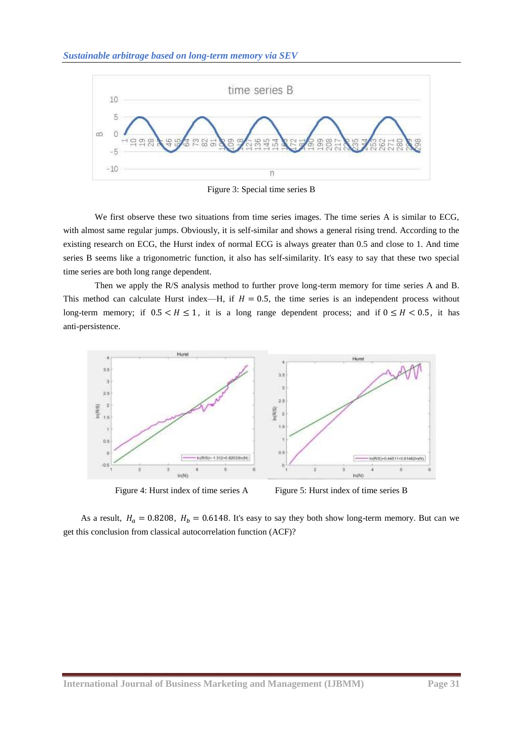Figure 3: Special time series B

We first observe these two situations from time series images. The time series A is similar to ECG, with almost same regular jumps. Obviously, it is self-similar and shows a general rising trend. According to the existing research on ECG, the Hurst index of normal ECG is always greater than 0.5 and close to 1. And time series B seems like a trigonometric function, it also has self-similarity. It's easy to say that these two special time series are both long range dependent.

Then we apply the R/S analysis method to further prove long-term memory for time series A and B. This method can calculate Hurst index—H, if $H = 0.5$, the time series is an independent process without long-term memory; if $0.5 < H \leq 1$, it is a long range dependent process; and if $0 \leq H < 0.5$, it has anti-persistence.

Figure 4: Hurst index of time series A

Figure 5: Hurst index of time series B

As a result, $H_a = 0.8208$, $H_b = 0.6148$. It's easy to say they both show long-term memory. But can we get this conclusion from classical autocorrelation function (ACF)?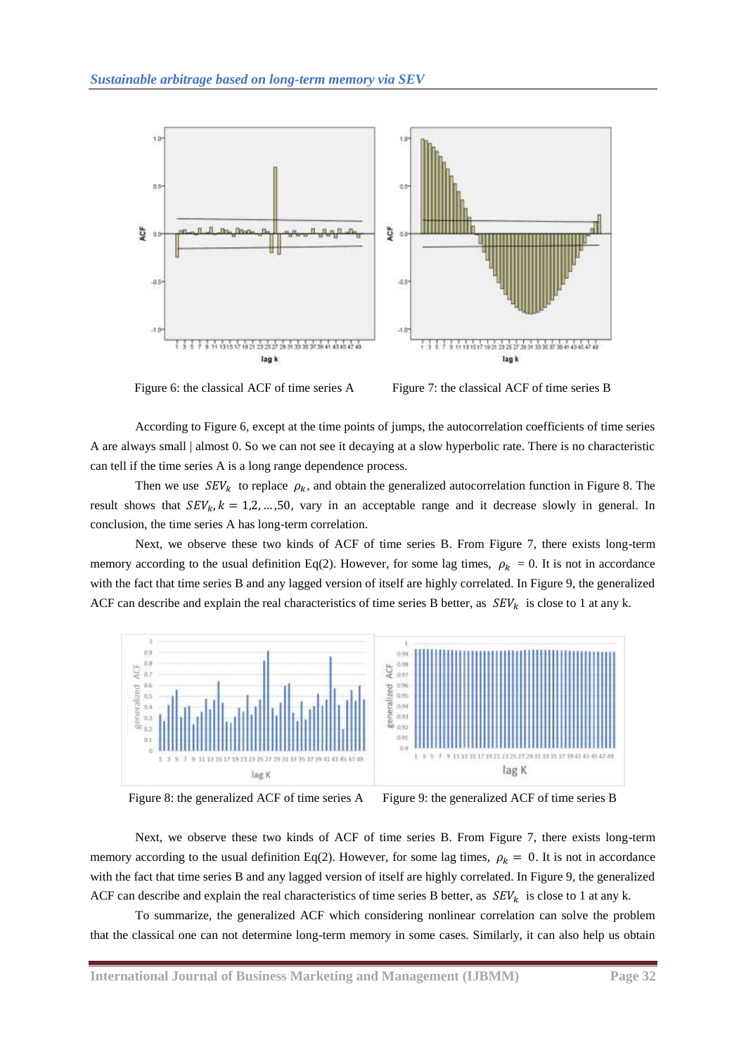Figure 6: the classical ACF of time series A

Figure 7: the classical ACF of time series B

According to Figure 6, except at the time points of jumps, the autocorrelation coefficients of time series A are always small | almost 0. So we can not see it decaying at a slow hyperbolic rate. There is no characteristic can tell if the time series A is a long range dependence process.

Then we use $SEV_k$ to replace $\rho_k$, and obtain the generalized autocorrelation function in Figure 8. The result shows that $SEV_k, k = 1,2, \ldots ,50$, vary in an acceptable range and it decrease slowly in general. In conclusion, the time series A has long-term correlation.

Next, we observe these two kinds of ACF of time series B. From Figure 7, there exists long-term memory according to the usual definition Eq(2). However, for some lag times, $\rho_k = 0$. It is not in accordance with the fact that time series B and any lagged version of itself are highly correlated. In Figure 9, the generalized ACF can describe and explain the real characteristics of time series B better, as $SEV_k$ is close to 1 at any k.

Figure 8: the generalized ACF of time series A

Figure 9: the generalized ACF of time series B

Next, we observe these two kinds of ACF of time series B. From Figure 7, there exists long-term memory according to the usual definition Eq(2). However, for some lag times, $\rho_k = 0$. It is not in accordance with the fact that time series B and any lagged version of itself are highly correlated. In Figure 9, the generalized ACF can describe and explain the real characteristics of time series B better, as $SEV_k$ is close to 1 at any k.

To summarize, the generalized ACF which considering nonlinear correlation can solve the problem that the classical one can not determine long-term memory in some cases. Similarly, it can also help us obtain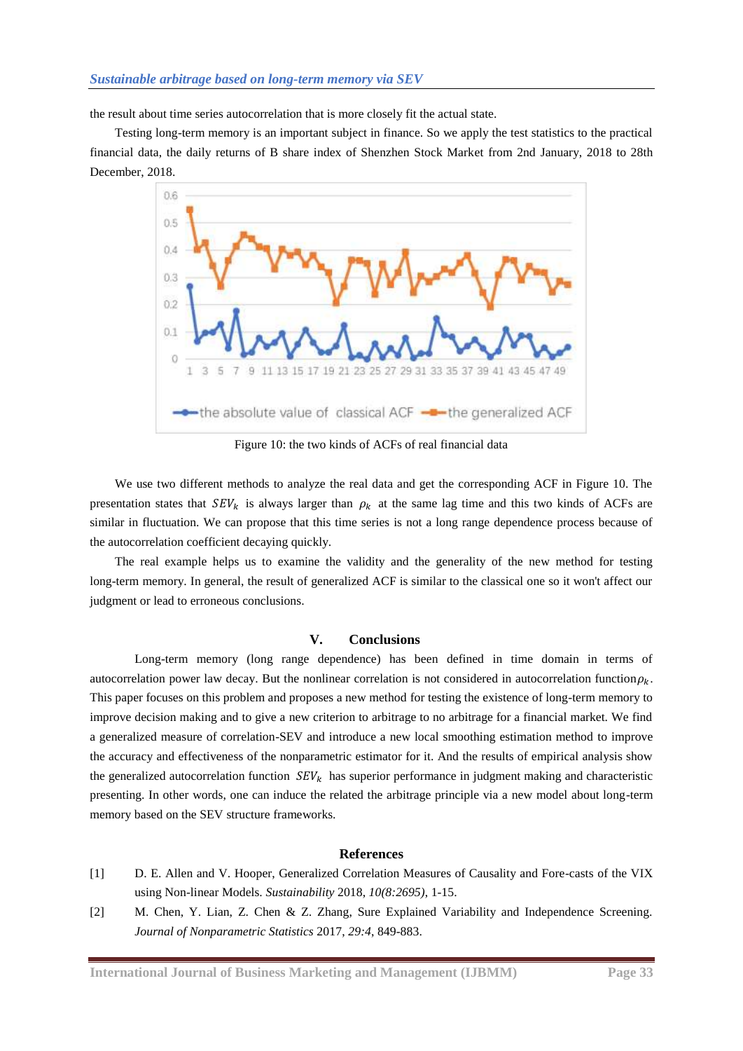the result about time series autocorrelation that is more closely fit the actual state.

Testing long-term memory is an important subject in finance. So we apply the test statistics to the practical financial data, the daily returns of B share index of Shenzhen Stock Market from 2nd January, 2018 to 28th December, 2018.

Figure 10: the two kinds of ACFs of real financial data

We use two different methods to analyze the real data and get the corresponding ACF in Figure 10. The presentation states that $SEV_k$ is always larger than $\rho_k$ at the same lag time and this two kinds of ACFs are similar in fluctuation. We can propose that this time series is not a long range dependence process because of the autocorrelation coefficient decaying quickly.

The real example helps us to examine the validity and the generality of the new method for testing long-term memory. In general, the result of generalized ACF is similar to the classical one so it won't affect our judgment or lead to erroneous conclusions.

## V. Conclusions

Long-term memory (long range dependence) has been defined in time domain in terms of autocorrelation power law decay. But the nonlinear correlation is not considered in autocorrelation function $\rho_k$. This paper focuses on this problem and proposes a new method for testing the existence of long-term memory to improve decision making and to give a new criterion to arbitrage to no arbitrage for a financial market. We find a generalized measure of correlation-SEV and introduce a new local smoothing estimation method to improve the accuracy and effectiveness of the nonparametric estimator for it. And the results of empirical analysis show the generalized autocorrelation function $SEV_k$ has superior performance in judgment making and characteristic presenting. In other words, one can induce the related the arbitrage principle via a new model about long-term memory based on the SEV structure frameworks.

## References

[1] D. E. Allen and V. Hooper, Generalized Correlation Measures of Causality and Fore-casts of the VIX using Non-linear Models. *Sustainability* 2018, *10(8:2695)*, 1-15.

[2] M. Chen, Y. Lian, Z. Chen & Z. Zhang, Sure Explained Variability and Independence Screening. *Journal of Nonparametric Statistics* 2017, *29:4*, 849-883.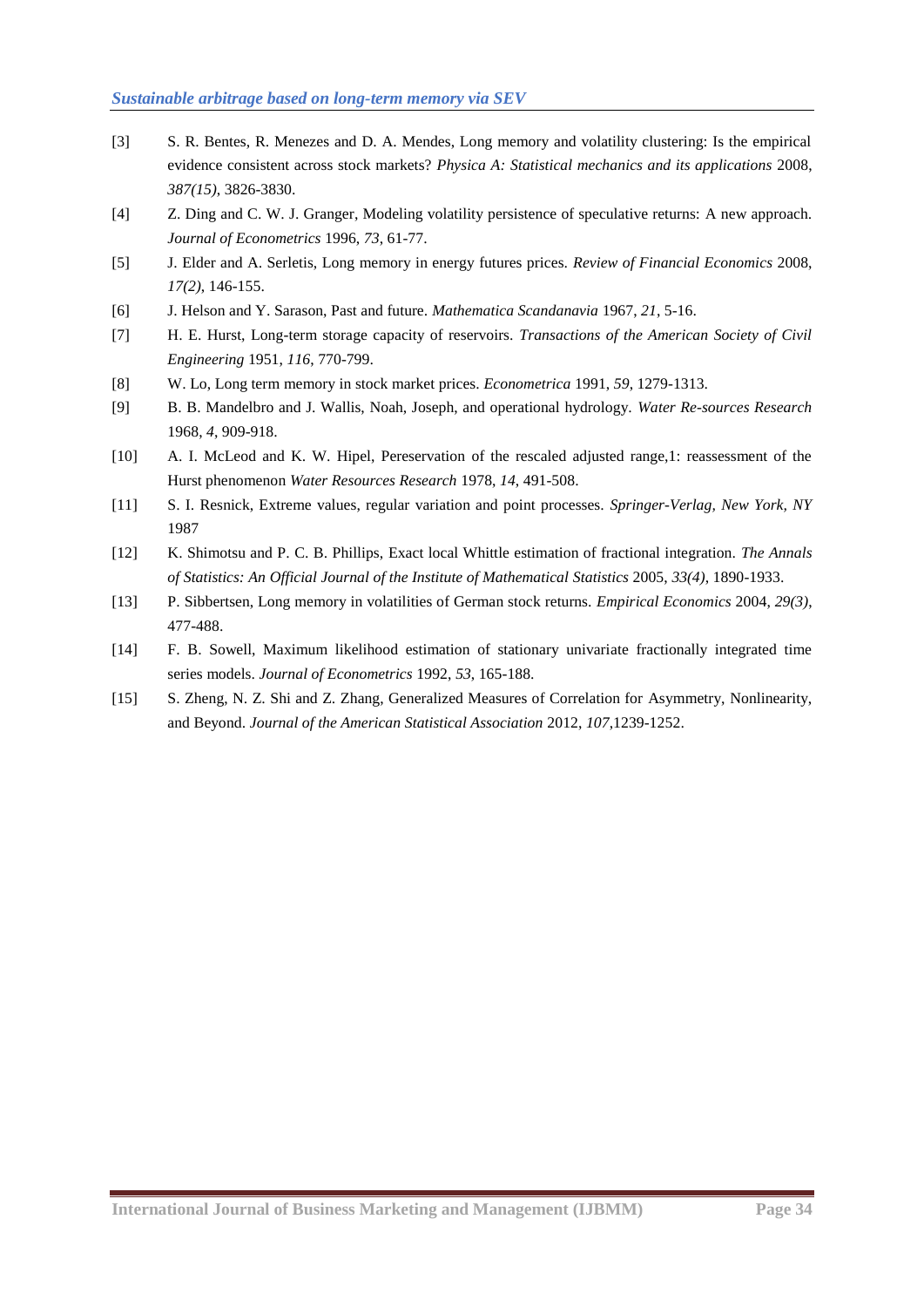[3] S. R. Bentes, R. Menezes and D. A. Mendes, Long memory and volatility clustering: Is the empirical evidence consistent across stock markets? *Physica A: Statistical mechanics and its applications* 2008, *387(15)*, 3826-3830.

[4] Z. Ding and C. W. J. Granger, Modeling volatility persistence of speculative returns: A new approach. *Journal of Econometrics* 1996, *73*, 61-77.

[5] J. Elder and A. Serletis, Long memory in energy futures prices. *Review of Financial Economics* 2008, *17(2)*, 146-155.

[6] J. Helson and Y. Sarason, Past and future. *Mathematica Scandanavia* 1967, *21*, 5-16.

[7] H. E. Hurst, Long-term storage capacity of reservoirs. *Transactions of the American Society of Civil Engineering* 1951, *116*, 770-799.

[8] W. Lo, Long term memory in stock market prices. *Econometrica* 1991, *59*, 1279-1313.

[9] B. B. Mandelbro and J. Wallis, Noah, Joseph, and operational hydrology. *Water Re-sources Research* 1968, *4*, 909-918.

[10] A. I. McLeod and K. W. Hipel, Pereservation of the rescaled adjusted range,1: reassessment of the Hurst phenomenon *Water Resources Research* 1978, *14*, 491-508.

[11] S. I. Resnick, Extreme values, regular variation and point processes. *Springer-Verlag, New York, NY* 1987

[12] K. Shimotsu and P. C. B. Phillips, Exact local Whittle estimation of fractional integration. *The Annals of Statistics: An Official Journal of the Institute of Mathematical Statistics* 2005, *33(4)*, 1890-1933.

[13] P. Sibbertsen, Long memory in volatilities of German stock returns. *Empirical Economics* 2004, *29(3)*, 477-488.

[14] F. B. Sowell, Maximum likelihood estimation of stationary univariate fractionally integrated time series models. *Journal of Econometrics* 1992, *53*, 165-188.

[15] S. Zheng, N. Z. Shi and Z. Zhang, Generalized Measures of Correlation for Asymmetry, Nonlinearity, and Beyond. *Journal of the American Statistical Association* 2012, *107*,1239-1252.